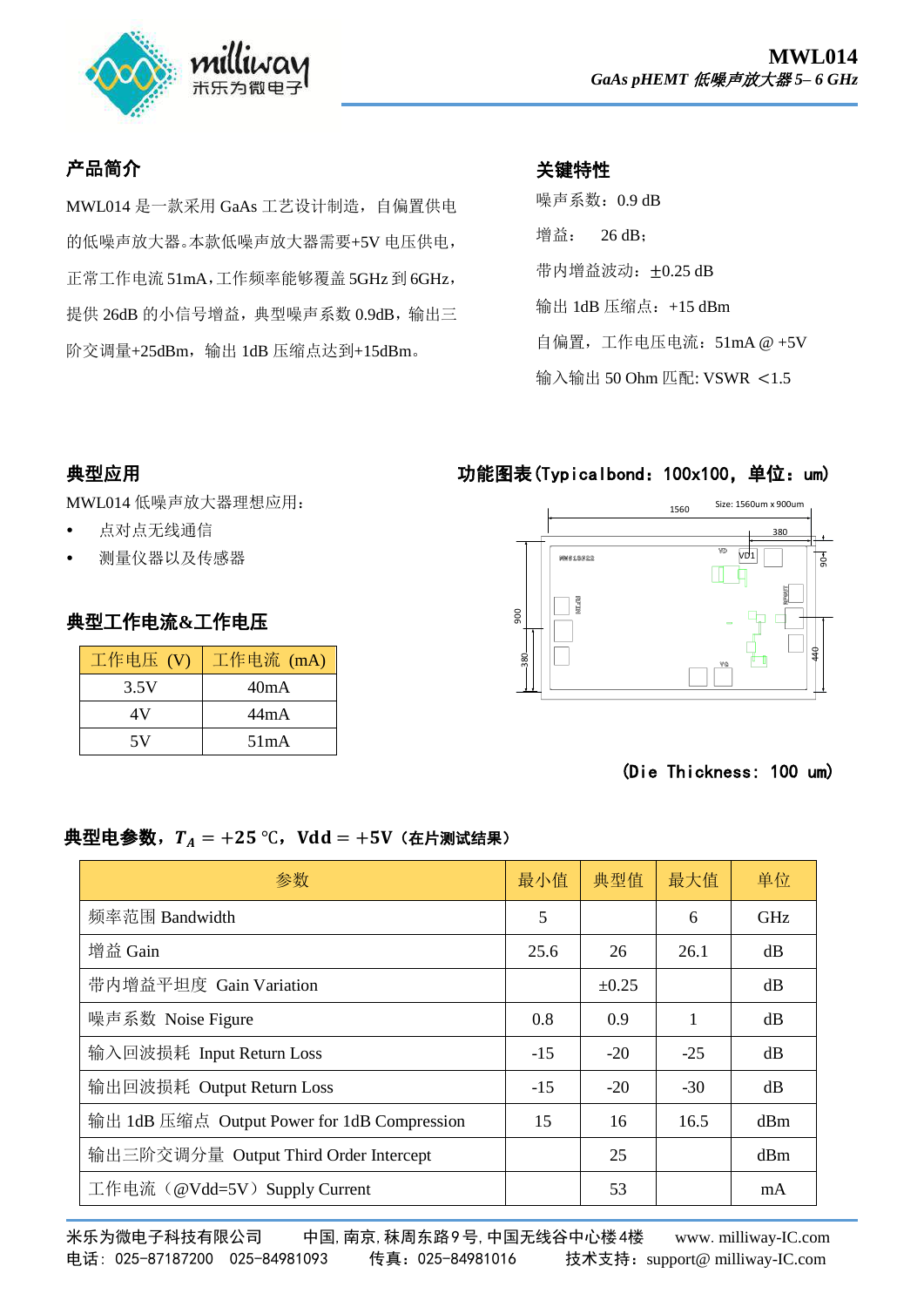**MWL014**
*GaAs pHEMT 低噪声放大器 5– 6 GHz*

## 产品简介

MWL014 是一款采用 GaAs 工艺设计制造，自偏置供电的低噪声放大器。本款低噪声放大器需要+5V 电压供电，正常工作电流 51mA，工作频率能够覆盖 5GHz 到 6GHz，提供 26dB 的小信号增益，典型噪声系数 0.9dB，输出三阶交调量+25dBm，输出 1dB 压缩点达到+15dBm。

## 关键特性

噪声系数：0.9 dB

增益：　26 dB；

带内增益波动：±0.25 dB

输出 1dB 压缩点：+15 dBm

自偏置，工作电压电流：51mA @ +5V

输入输出 50 Ohm 匹配: VSWR ＜1.5

## 典型应用

MWL014 低噪声放大器理想应用：

- 点对点无线通信
- 测量仪器以及传感器

## 典型工作电流&工作电压

| 工作电压 (V) | 工作电流 (mA) |
|---|---|
| 3.5V | 40mA |
| 4V | 44mA |
| 5V | 51mA |

## 功能图表(Typicalbond：100x100，单位：um)

Size: 1560um x 900um

(Die Thickness: 100 um)

## 典型电参数，$T_A = +25$ ℃，Vdd = +5V（在片测试结果）

| 参数 | 最小值 | 典型值 | 最大值 | 单位 |
|---|---|---|---|---|
| 频率范围 Bandwidth | 5 | | 6 | GHz |
| 增益 Gain | 25.6 | 26 | 26.1 | dB |
| 带内增益平坦度 Gain Variation | | ±0.25 | | dB |
| 噪声系数 Noise Figure | 0.8 | 0.9 | 1 | dB |
| 输入回波损耗 Input Return Loss | -15 | -20 | -25 | dB |
| 输出回波损耗 Output Return Loss | -15 | -20 | -30 | dB |
| 输出 1dB 压缩点 Output Power for 1dB Compression | 15 | 16 | 16.5 | dBm |
| 输出三阶交调分量 Output Third Order Intercept | | 25 | | dBm |
| 工作电流（@Vdd=5V）Supply Current | | 53 | | mA |

米乐为微电子科技有限公司　中国, 南京, 秣周东路 9 号, 中国无线谷中心楼 4 楼　www. milliway-IC.com
电话：025-87187200　025-84981093　传真：025-84981016　技术支持：support@ milliway-IC.com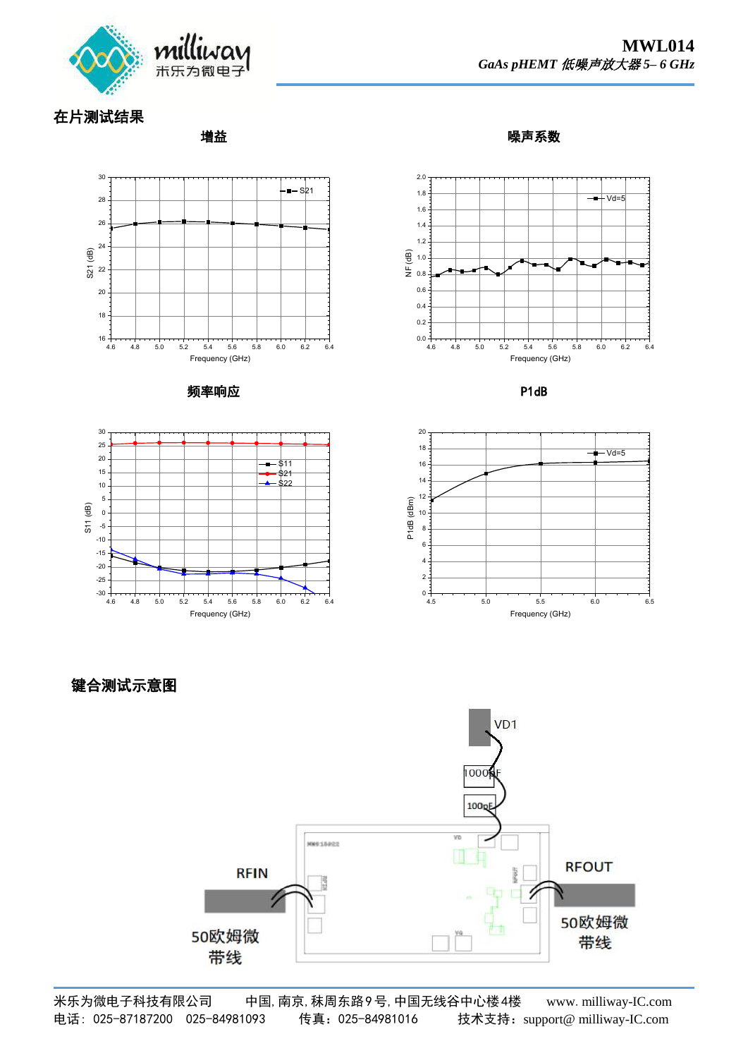## 在片测试结果

**增益**

30
28
26
24
22
20
18
16
S21 (dB)
S21
4.6 4.8 5.0 5.2 5.4 5.6 5.8 6.0 6.2 6.4
Frequency (GHz)

**噪声系数**

2.0
1.8
1.6
1.4
1.2
1.0
0.8
0.6
0.4
0.2
0.0
NF (dB)
Vd=5
4.6 4.8 5.0 5.2 5.4 5.6 5.8 6.0 6.2 6.4
Frequency (GHz)

**频率响应**

30
25
20
15
10
5
0
-5
-10
-15
-20
-25
-30
S11 (dB)
S11
S21
S22
4.6 4.8 5.0 5.2 5.4 5.6 5.8 6.0 6.2 6.4
Frequency (GHz)

**P1dB**

20
18
16
14
12
10
8
6
4
2
0
P1dB (dBm)
Vd=5
4.5 5.0 5.5 6.0 6.5
Frequency (GHz)

## 键合测试示意图

VD1
1000pF
100pF
RFIN
RFOUT
50欧姆微带线
50欧姆微带线

米乐为微电子科技有限公司 中国, 南京, 秣周东路9号, 中国无线谷中心楼4楼 www. milliway-IC.com
电话：025-87187200 025-84981093 传真：025-84981016 技术支持：support@ milliway-IC.com